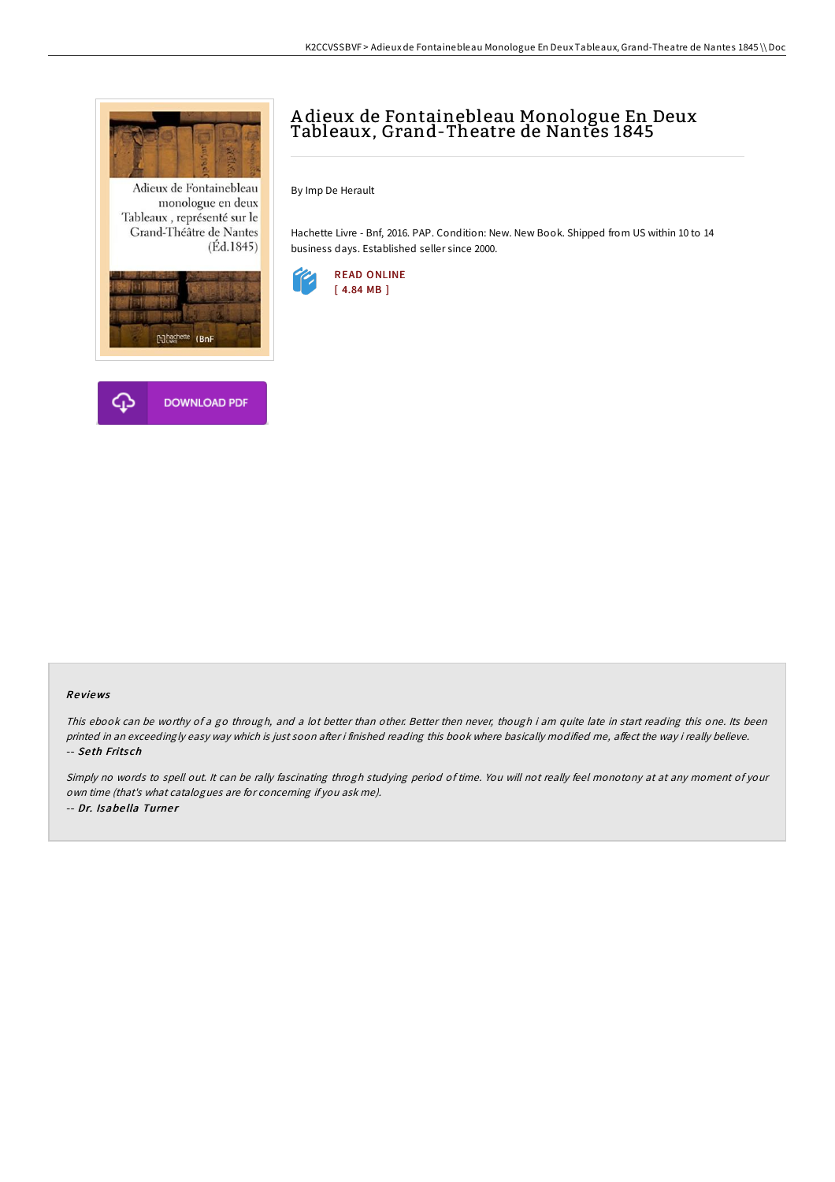# Adieux de Fontainebleau Monologue En Deux Tableaux, Grand-Theatre de Nantes 1845

By Imp De Herault

Hachette Livre - Bnf, 2016. PAP. Condition: New. New Book. Shipped from US within 10 to 14 business days. Established seller since 2000.

READ ONLINE
[ 4.84 MB ]

DOWNLOAD PDF

## Reviews

*This ebook can be worthy of a go through, and a lot better than other. Better then never, though i am quite late in start reading this one. Its been printed in an exceedingly easy way which is just soon after i finished reading this book where basically modified me, affect the way i really believe.*
*-- Seth Fritsch*

*Simply no words to spell out. It can be rally fascinating throgh studying period of time. You will not really feel monotony at at any moment of your own time (that's what catalogues are for concerning if you ask me).*
*-- Dr. Isabella Turner*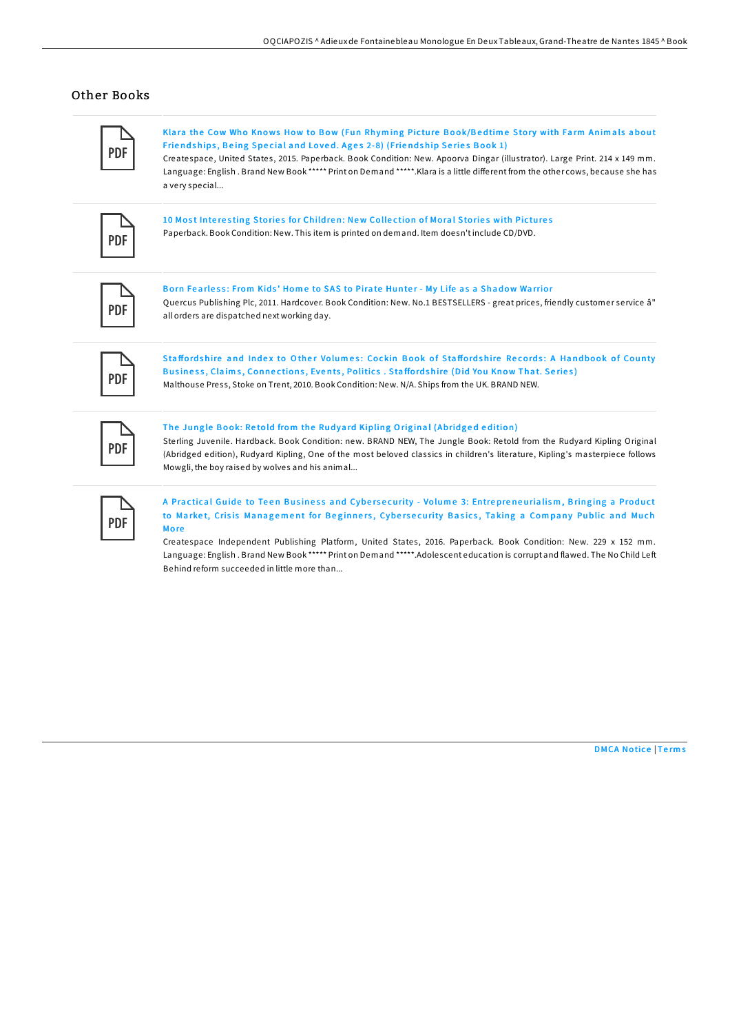## Other Books

PDF

**Klara the Cow Who Knows How to Bow (Fun Rhyming Picture Book/Bedtime Story with Farm Animals about Friendships, Being Special and Loved. Ages 2-8) (Friendship Series Book 1)**

Createspace, United States, 2015. Paperback. Book Condition: New. Apoorva Dingar (illustrator). Large Print. 214 x 149 mm. Language: English . Brand New Book ***** Print on Demand *****.Klara is a little different from the other cows, because she has a very special...

PDF

**10 Most Interesting Stories for Children: New Collection of Moral Stories with Pictures**

Paperback. Book Condition: New. This item is printed on demand. Item doesn't include CD/DVD.

PDF

**Born Fearless: From Kids' Home to SAS to Pirate Hunter - My Life as a Shadow Warrior**

Quercus Publishing Plc, 2011. Hardcover. Book Condition: New. No.1 BESTSELLERS - great prices, friendly customer service â" all orders are dispatched next working day.

PDF

**Staffordshire and Index to Other Volumes: Cockin Book of Staffordshire Records: A Handbook of County Business, Claims, Connections, Events, Politics . Staffordshire (Did You Know That. Series)**

Malthouse Press, Stoke on Trent, 2010. Book Condition: New. N/A. Ships from the UK. BRAND NEW.

PDF

**The Jungle Book: Retold from the Rudyard Kipling Original (Abridged edition)**

Sterling Juvenile. Hardback. Book Condition: new. BRAND NEW, The Jungle Book: Retold from the Rudyard Kipling Original (Abridged edition), Rudyard Kipling, One of the most beloved classics in children's literature, Kipling's masterpiece follows Mowgli, the boy raised by wolves and his animal...

PDF

**A Practical Guide to Teen Business and Cybersecurity - Volume 3: Entrepreneurialism, Bringing a Product to Market, Crisis Management for Beginners, Cybersecurity Basics, Taking a Company Public and Much More**

Createspace Independent Publishing Platform, United States, 2016. Paperback. Book Condition: New. 229 x 152 mm. Language: English . Brand New Book ***** Print on Demand *****.Adolescent education is corrupt and flawed. The No Child Left Behind reform succeeded in little more than...

DMCA Notice | Terms